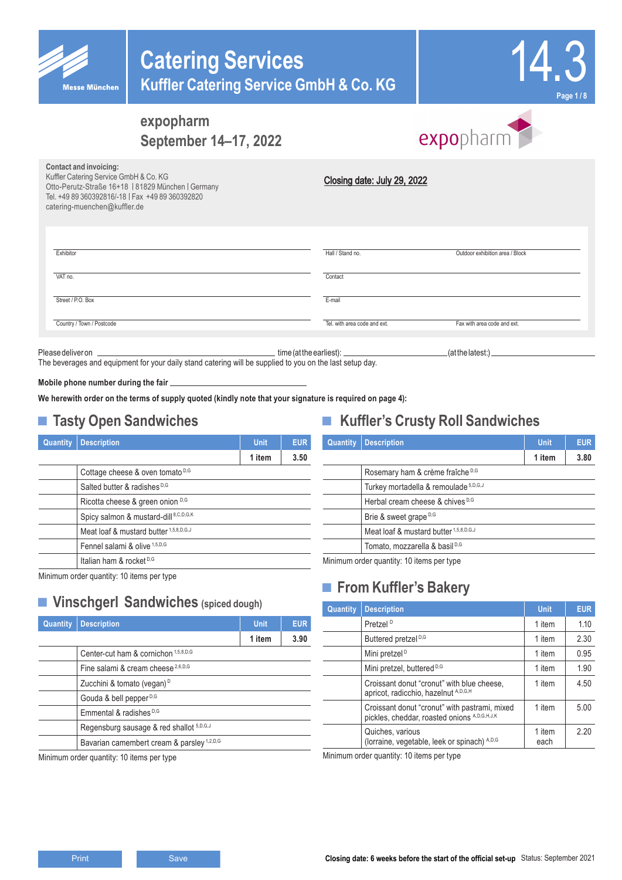Messe München

# Catering Services
## Kuffler Catering Service GmbH & Co. KG

14.3

**expopharm**
**September 14–17, 2022**

expopharm

**Contact and invoicing:**
Kuffler Catering Service GmbH & Co. KG
Otto-Perutz-Straße 16+18 | 81829 München | Germany
Tel. +49 89 360392816/-18 | Fax +49 89 360392820
catering-muenchen@kuffler.de

**Closing date: July 29, 2022**

| | | |
|---|---|---|
| Exhibitor | Hall / Stand no. | Outdoor exhibition area / Block |
| VAT no. | Contact | |
| Street / P.O. Box | E-mail | |
| Country / Town / Postcode | Tel. with area code and ext. | Fax with area code and ext. |

Please deliver on ______________________ time (at the earliest): ______________ (at the latest:) ______________
The beverages and equipment for your daily stand catering will be supplied to you on the last setup day.

**Mobile phone number during the fair** ______________________

**We herewith order on the terms of supply quoted (kindly note that your signature is required on page 4):**

## Tasty Open Sandwiches

| Quantity | Description | Unit | EUR |
|---|---|---|---|
| | | **1 item** | **3.50** |
| | Cottage cheese & oven tomato [D,G] | | |
| | Salted butter & radishes [D,G] | | |
| | Ricotta cheese & green onion [D,G] | | |
| | Spicy salmon & mustard-dill [8,C,D,G,K] | | |
| | Meat loaf & mustard butter [1,5,8,D,G,J] | | |
| | Fennel salami & olive [1,5,D,G] | | |
| | Italian ham & rocket [D,G] | | |

Minimum order quantity: 10 items per type

## Vinschgerl Sandwiches (spiced dough)

| Quantity | Description | Unit | EUR |
|---|---|---|---|
| | | **1 item** | **3.90** |
| | Center-cut ham & cornichon [1,5,8,D,G] | | |
| | Fine salami & cream cheese [2,6,D,G] | | |
| | Zucchini & tomato (vegan) [D] | | |
| | Gouda & bell pepper [D,G] | | |
| | Emmental & radishes [D,G] | | |
| | Regensburg sausage & red shallot [5,D,G,J] | | |
| | Bavarian camembert cream & parsley [1,2,D,G] | | |

Minimum order quantity: 10 items per type

## Kuffler's Crusty Roll Sandwiches

| Quantity | Description | Unit | EUR |
|---|---|---|---|
| | | **1 item** | **3.80** |
| | Rosemary ham & crème fraîche [D,G] | | |
| | Turkey mortadella & remoulade [5,D,G,J] | | |
| | Herbal cream cheese & chives [D,G] | | |
| | Brie & sweet grape [D,G] | | |
| | Meat loaf & mustard butter [1,5,8,D,G,J] | | |
| | Tomato, mozzarella & basil [D,G] | | |

Minimum order quantity: 10 items per type

## From Kuffler's Bakery

| Quantity | Description | Unit | EUR |
|---|---|---|---|
| | Pretzel [D] | 1 item | 1.10 |
| | Buttered pretzel [D,G] | 1 item | 2.30 |
| | Mini pretzel [D] | 1 item | 0.95 |
| | Mini pretzel, buttered [D,G] | 1 item | 1.90 |
| | Croissant donut "cronut" with blue cheese, apricot, radicchio, hazelnut [A,D,G,H] | 1 item | 4.50 |
| | Croissant donut "cronut" with pastrami, mixed pickles, cheddar, roasted onions [A,D,G,H,J,K] | 1 item | 5.00 |
| | Quiches, various (lorraine, vegetable, leek or spinach) [A,D,G] | 1 item each | 2.20 |

Minimum order quantity: 10 items per type

Print | Save

**Closing date: 6 weeks before the start of the official set-up** Status: September 2021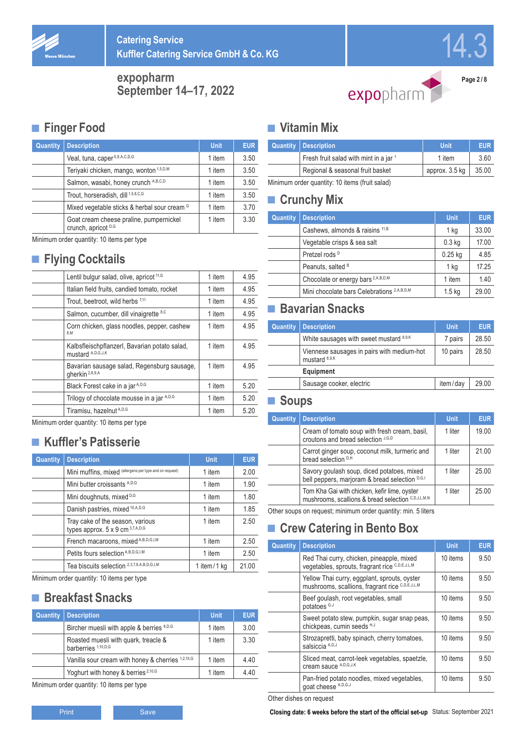# Catering Service
## Kuffler Catering Service GmbH & Co. KG

**expopharm**
**September 14–17, 2022**

## Finger Food

| Quantity | Description | Unit | EUR |
|---|---|---|---|
| | Veal, tuna, caper [5,8,A,C,D,G] | 1 item | 3.50 |
| | Teriyaki chicken, mango, wonton [1,5,D,M] | 1 item | 3.50 |
| | Salmon, wasabi, honey crunch [A,B,C,D] | 1 item | 3.50 |
| | Trout, horseradish, dill [1,5,8,C,G] | 1 item | 3.50 |
| | Mixed vegetable sticks & herbal sour cream [G] | 1 item | 3.70 |
| | Goat cream cheese praline, pumpernickel crunch, apricot [D,G] | 1 item | 3.30 |

Minimum order quantity: 10 items per type

## Flying Cocktails

| Quantity | Description | Unit | EUR |
|---|---|---|---|
| | Lentil bulgur salad, olive, apricot [11,G] | 1 item | 4.95 |
| | Italian field fruits, candied tomato, rocket | 1 item | 4.95 |
| | Trout, beetroot, wild herbs [7,11] | 1 item | 4.95 |
| | Salmon, cucumber, dill vinaigrette [8,C] | 1 item | 4.95 |
| | Corn chicken, glass noodles, pepper, cashew [8,M] | 1 item | 4.95 |
| | Kalbsfleischpflanzerl, Bavarian potato salad, mustard [A,D,G,J,K] | 1 item | 4.95 |
| | Bavarian sausage salad, Regensburg sausage, gherkin [2,8,9,A] | 1 item | 4.95 |
| | Black Forest cake in a jar [A,D,G] | 1 item | 5.20 |
| | Trilogy of chocolate mousse in a jar [A,D,G] | 1 item | 5.20 |
| | Tiramisu, hazelnut [A,D,G] | 1 item | 5.20 |

Minimum order quantity: 10 items per type

## Kuffler's Patisserie

| Quantity | Description | Unit | EUR |
|---|---|---|---|
| | Mini muffins, mixed (allergens per type and on request) | 1 item | 2.00 |
| | Mini butter croissants [A,D,G] | 1 item | 1.90 |
| | Mini doughnuts, mixed [D,G] | 1 item | 1.80 |
| | Danish pastries, mixed [10,A,D,G] | 1 item | 1.85 |
| | Tray cake of the season, various types approx. 5 x 9 cm [3,7,A,D,G] | 1 item | 2.50 |
| | French macaroons, mixed [A,B,D,G,I,M] | 1 item | 2.50 |
| | Petits fours selection [A,B,D,G,I,M] | 1 item | 2.50 |
| | Tea biscuits selection [2,3,7,8,A,B,D,G,I,M] | 1 item / 1 kg | 21.00 |

Minimum order quantity: 10 items per type

## Breakfast Snacks

| Quantity | Description | Unit | EUR |
|---|---|---|---|
| | Bircher muesli with apple & berries [8,D,G] | 1 item | 3.00 |
| | Roasted muesli with quark, treacle & barberries [1,10,D,G] | 1 item | 3.30 |
| | Vanilla sour cream with honey & cherries [1,2,10,G] | 1 item | 4.40 |
| | Yoghurt with honey & berries [2,10,G] | 1 item | 4.40 |

Minimum order quantity: 10 items per type

## Vitamin Mix

| Quantity | Description | Unit | EUR |
|---|---|---|---|
| | Fresh fruit salad with mint in a jar [1] | 1 item | 3.60 |
| | Regional & seasonal fruit basket | approx. 3.5 kg | 35.00 |

Minimum order quantity: 10 items (fruit salad)

## Crunchy Mix

| Quantity | Description | Unit | EUR |
|---|---|---|---|
| | Cashews, almonds & raisins [11,B] | 1 kg | 33.00 |
| | Vegetable crisps & sea salt | 0.3 kg | 17.00 |
| | Pretzel rods [D] | 0.25 kg | 4.85 |
| | Peanuts, salted [B] | 1 kg | 17.25 |
| | Chocolate or energy bars [2,A,B,D,M] | 1 item | 1.40 |
| | Mini chocolate bars Celebrations [2,A,B,D,M] | 1.5 kg | 29.00 |

## Bavarian Snacks

| Quantity | Description | Unit | EUR |
|---|---|---|---|
| | White sausages with sweet mustard [8,9,K] | 7 pairs | 28.50 |
| | Viennese sausages in pairs with medium-hot mustard [8,9,K] | 10 pairs | 28.50 |
| | **Equipment** | | |
| | Sausage cooker, electric | item / day | 29.00 |

## Soups

| Quantity | Description | Unit | EUR |
|---|---|---|---|
| | Cream of tomato soup with fresh cream, basil, croutons and bread selection [J,G,D] | 1 liter | 19.00 |
| | Carrot ginger soup, coconut milk, turmeric and bread selection [D,H] | 1 liter | 21.00 |
| | Savory goulash soup, diced potatoes, mixed bell peppers, marjoram & bread selection [D,G,I] | 1 liter | 25.00 |
| | Tom Kha Gai with chicken, kefir lime, oyster mushrooms, scallions & bread selection [C,D,J,L,M,N] | 1 liter | 25.00 |

Other soups on request; minimum order quantity: min. 5 liters

## Crew Catering in Bento Box

| Quantity | Description | Unit | EUR |
|---|---|---|---|
| | Red Thai curry, chicken, pineapple, mixed vegetables, sprouts, fragrant rice [C,D,E,J,L,M] | 10 items | 9.50 |
| | Yellow Thai curry, eggplant, sprouts, oyster mushrooms, scallions, fragrant rice [C,D,E,J,L,M] | 10 items | 9.50 |
| | Beef goulash, root vegetables, small potatoes [G,J] | 10 items | 9.50 |
| | Sweet potato stew, pumpkin, sugar snap peas, chickpeas, cumin seeds [H,J] | 10 items | 9.50 |
| | Strozapretti, baby spinach, cherry tomatoes, salsiccia [A,D,J] | 10 items | 9.50 |
| | Sliced meat, carrot-leek vegetables, spaetzle, cream sauce [A,D,G,J,K] | 10 items | 9.50 |
| | Pan-fried potato noodles, mixed vegetables, goat cheese [A,D,G,J] | 10 items | 9.50 |

Other dishes on request

Print | Save

**Closing date: 6 weeks before the start of the official set-up** Status: September 2021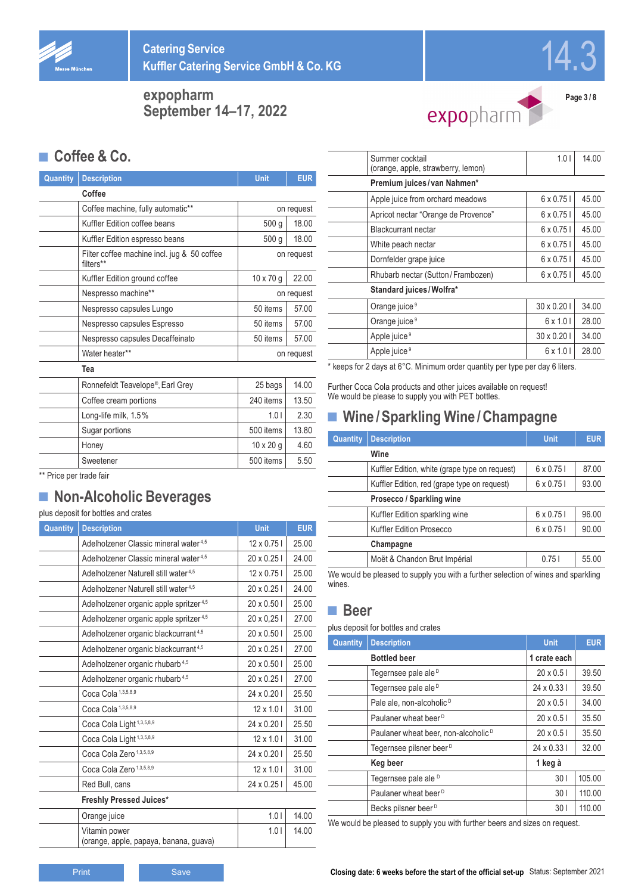# Catering Service
# Kuffler Catering Service GmbH & Co. KG

**expopharm**
**September 14–17, 2022**

## Coffee & Co.

| Quantity | Description | Unit | EUR |
|---|---|---|---|
| | **Coffee** | | |
| | Coffee machine, fully automatic** | on request | |
| | Kuffler Edition coffee beans | 500 g | 18.00 |
| | Kuffler Edition espresso beans | 500 g | 18.00 |
| | Filter coffee machine incl. jug & 50 coffee filters** | on request | |
| | Kuffler Edition ground coffee | 10 x 70 g | 22.00 |
| | Nespresso machine** | on request | |
| | Nespresso capsules Lungo | 50 items | 57.00 |
| | Nespresso capsules Espresso | 50 items | 57.00 |
| | Nespresso capsules Decaffeinato | 50 items | 57.00 |
| | Water heater** | on request | |
| | **Tea** | | |
| | Ronnefeldt Teavelope®, Earl Grey | 25 bags | 14.00 |
| | Coffee cream portions | 240 items | 13.50 |
| | Long-life milk, 1.5% | 1.0 l | 2.30 |
| | Sugar portions | 500 items | 13.80 |
| | Honey | 10 x 20 g | 4.60 |
| | Sweetener | 500 items | 5.50 |

** Price per trade fair

## Non-Alcoholic Beverages

plus deposit for bottles and crates

| Quantity | Description | Unit | EUR |
|---|---|---|---|
| | Adelholzener Classic mineral water [4,5] | 12 x 0.75 l | 25.00 |
| | Adelholzener Classic mineral water [4,5] | 20 x 0.25 l | 24.00 |
| | Adelholzener Naturell still water [4,5] | 12 x 0.75 l | 25.00 |
| | Adelholzener Naturell still water [4,5] | 20 x 0.25 l | 24.00 |
| | Adelholzener organic apple spritzer [4,5] | 20 x 0.50 l | 25.00 |
| | Adelholzener organic apple spritzer [4,5] | 20 x 0,25 l | 27.00 |
| | Adelholzener organic blackcurrant [4,5] | 20 x 0.50 l | 25.00 |
| | Adelholzener organic blackcurrant [4,5] | 20 x 0.25 l | 27.00 |
| | Adelholzener organic rhubarb [4,5] | 20 x 0.50 l | 25.00 |
| | Adelholzener organic rhubarb [4,5] | 20 x 0.25 l | 27.00 |
| | Coca Cola [1,3,5,8,9] | 24 x 0.20 l | 25.50 |
| | Coca Cola [1,3,5,8,9] | 12 x 1.0 l | 31.00 |
| | Coca Cola Light [1,3,5,8,9] | 24 x 0.20 l | 25.50 |
| | Coca Cola Light [1,3,5,8,9] | 12 x 1.0 l | 31.00 |
| | Coca Cola Zero [1,3,5,8,9] | 24 x 0.20 l | 25.50 |
| | Coca Cola Zero [1,3,5,8,9] | 12 x 1.0 l | 31.00 |
| | Red Bull, cans | 24 x 0.25 l | 45.00 |
| | **Freshly Pressed Juices*** | | |
| | Orange juice | 1.0 l | 14.00 |
| | Vitamin power (orange, apple, papaya, banana, guava) | 1.0 l | 14.00 |
| | Summer cocktail (orange, apple, strawberry, lemon) | 1.0 l | 14.00 |
| | **Premium juices / van Nahmen*** | | |
| | Apple juice from orchard meadows | 6 x 0.75 l | 45.00 |
| | Apricot nectar “Orange de Provence” | 6 x 0.75 l | 45.00 |
| | Blackcurrant nectar | 6 x 0.75 l | 45.00 |
| | White peach nectar | 6 x 0.75 l | 45.00 |
| | Dornfelder grape juice | 6 x 0.75 l | 45.00 |
| | Rhubarb nectar (Sutton / Frambozen) | 6 x 0.75 l | 45.00 |
| | **Standard juices / Wolfra*** | | |
| | Orange juice [9] | 30 x 0.20 l | 34.00 |
| | Orange juice [9] | 6 x 1.0 l | 28.00 |
| | Apple juice [9] | 30 x 0.20 l | 34.00 |
| | Apple juice [9] | 6 x 1.0 l | 28.00 |

* keeps for 2 days at 6°C. Minimum order quantity per type per day 6 liters.

Further Coca Cola products and other juices available on request!
We would be please to supply you with PET bottles.

## Wine / Sparkling Wine / Champagne

| Quantity | Description | Unit | EUR |
|---|---|---|---|
| | **Wine** | | |
| | Kuffler Edition, white (grape type on request) | 6 x 0.75 l | 87.00 |
| | Kuffler Edition, red (grape type on request) | 6 x 0.75 l | 93.00 |
| | **Prosecco / Sparkling wine** | | |
| | Kuffler Edition sparkling wine | 6 x 0.75 l | 96.00 |
| | Kuffler Edition Prosecco | 6 x 0.75 l | 90.00 |
| | **Champagne** | | |
| | Moët & Chandon Brut Impérial | 0.75 l | 55.00 |

We would be pleased to supply you with a further selection of wines and sparkling wines.

## Beer

plus deposit for bottles and crates

| Quantity | Description | Unit | EUR |
|---|---|---|---|
| | **Bottled beer** | **1 crate each** | |
| | Tegernsee pale ale [D] | 20 x 0.5 l | 39.50 |
| | Tegernsee pale ale [D] | 24 x 0.33 l | 39.50 |
| | Pale ale, non-alcoholic [D] | 20 x 0.5 l | 34.00 |
| | Paulaner wheat beer [D] | 20 x 0.5 l | 35.50 |
| | Paulaner wheat beer, non-alcoholic [D] | 20 x 0.5 l | 35.50 |
| | Tegernsee pilsner beer [D] | 24 x 0.33 l | 32.00 |
| | **Keg beer** | **1 keg à** | |
| | Tegernsee pale ale [D] | 30 l | 105.00 |
| | Paulaner wheat beer [D] | 30 l | 110.00 |
| | Becks pilsner beer [D] | 30 l | 110.00 |

We would be pleased to supply you with further beers and sizes on request.

Print Save

**Closing date: 6 weeks before the start of the official set-up** Status: September 2021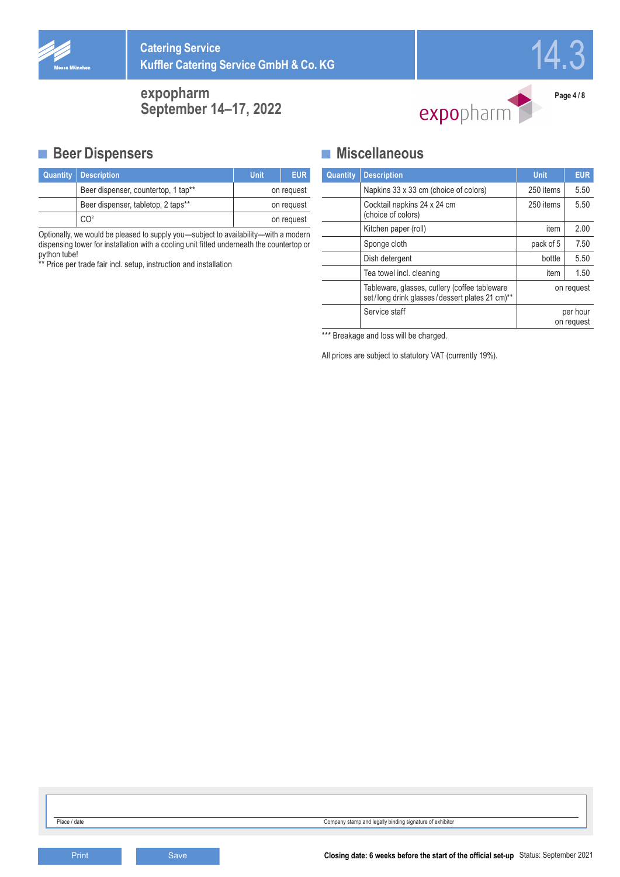# Catering Service
Kuffler Catering Service GmbH & Co. KG

14.3

**expopharm**
**September 14–17, 2022**

## Beer Dispensers

| Quantity | Description | Unit | EUR |
|---|---|---|---|
| | Beer dispenser, countertop, 1 tap** | | on request |
| | Beer dispenser, tabletop, 2 taps** | | on request |
| | $CO^2$ | | on request |

Optionally, we would be pleased to supply you—subject to availability—with a modern dispensing tower for installation with a cooling unit fitted underneath the countertop or python tube!
** Price per trade fair incl. setup, instruction and installation

## Miscellaneous

| Quantity | Description | Unit | EUR |
|---|---|---|---|
| | Napkins 33 x 33 cm (choice of colors) | 250 items | 5.50 |
| | Cocktail napkins 24 x 24 cm (choice of colors) | 250 items | 5.50 |
| | Kitchen paper (roll) | item | 2.00 |
| | Sponge cloth | pack of 5 | 7.50 |
| | Dish detergent | bottle | 5.50 |
| | Tea towel incl. cleaning | item | 1.50 |
| | Tableware, glasses, cutlery (coffee tableware set / long drink glasses / dessert plates 21 cm)** | | on request |
| | Service staff | | per hour on request |

*** Breakage and loss will be charged.

All prices are subject to statutory VAT (currently 19%).

Place / date | Company stamp and legally binding signature of exhibitor

Print | Save

**Closing date: 6 weeks before the start of the official set-up** Status: September 2021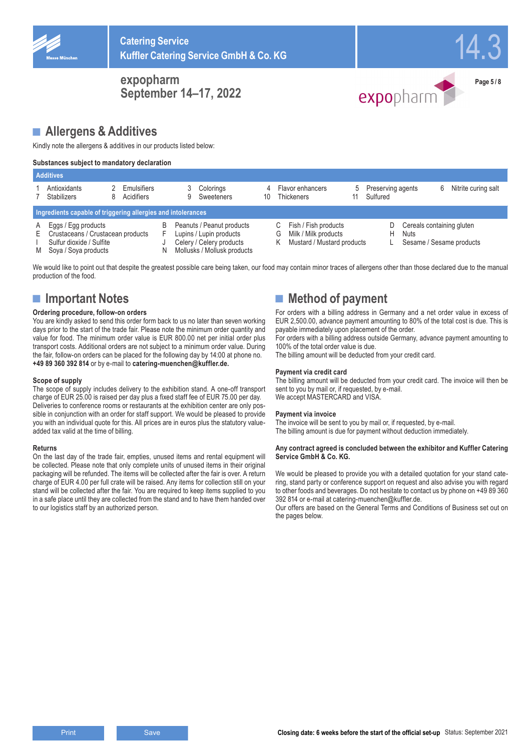# Allergens & Additives

Kindly note the allergens & additives in our products listed below:

**Substances subject to mandatory declaration**

| Additives | | | | | | | | | | | |
|---|---|---|---|---|---|---|---|---|---|---|---|
| 1 | Antioxidants | 2 | Emulsifiers | 3 | Colorings | 4 | Flavor enhancers | 5 | Preserving agents | 6 | Nitrite curing salt |
| 7 | Stabilizers | 8 | Acidifiers | 9 | Sweeteners | 10 | Thickeners | 11 | Sulfured | | |

| Ingredients capable of triggering allergies and intolerances | | | | | | | |
|---|---|---|---|---|---|---|---|
| A | Eggs / Egg products | B | Peanuts / Peanut products | C | Fish / Fish products | D | Cereals containing gluten |
| E | Crustaceans / Crustacean products | F | Lupins / Lupin products | G | Milk / Milk products | H | Nuts |
| I | Sulfur dioxide / Sulfite | J | Celery / Celery products | K | Mustard / Mustard products | L | Sesame / Sesame products |
| M | Soya / Soya products | N | Mollusks / Mollusk products | | | | |

We would like to point out that despite the greatest possible care being taken, our food may contain minor traces of allergens other than those declared due to the manual production of the food.

# Important Notes

**Ordering procedure, follow-on orders**

You are kindly asked to send this order form back to us no later than seven working days prior to the start of the trade fair. Please note the minimum order quantity and value for food. The minimum order value is EUR 800.00 net per initial order plus transport costs. Additional orders are not subject to a minimum order value. During the fair, follow-on orders can be placed for the following day by 14:00 at phone no. **+49 89 360 392 814** or by e-mail to **catering-muenchen@kuffler.de.**

**Scope of supply**

The scope of supply includes delivery to the exhibition stand. A one-off transport charge of EUR 25.00 is raised per day plus a fixed staff fee of EUR 75.00 per day. Deliveries to conference rooms or restaurants at the exhibition center are only possible in conjunction with an order for staff support. We would be pleased to provide you with an individual quote for this. All prices are in euros plus the statutory value-added tax valid at the time of billing.

**Returns**

On the last day of the trade fair, empties, unused items and rental equipment will be collected. Please note that only complete units of unused items in their original packaging will be refunded. The items will be collected after the fair is over. A return charge of EUR 4.00 per full crate will be raised. Any items for collection still on your stand will be collected after the fair. You are required to keep items supplied to you in a safe place until they are collected from the stand and to have them handed over to our logistics staff by an authorized person.

# Method of payment

For orders with a billing address in Germany and a net order value in excess of EUR 2,500.00, advance payment amounting to 80% of the total cost is due. This is payable immediately upon placement of the order.
For orders with a billing address outside Germany, advance payment amounting to 100% of the total order value is due.
The billing amount will be deducted from your credit card.

**Payment via credit card**

The billing amount will be deducted from your credit card. The invoice will then be sent to you by mail or, if requested, by e-mail.
We accept MASTERCARD and VISA.

**Payment via invoice**

The invoice will be sent to you by mail or, if requested, by e-mail.
The billing amount is due for payment without deduction immediately.

**Any contract agreed is concluded between the exhibitor and Kuffler Catering Service GmbH & Co. KG.**

We would be pleased to provide you with a detailed quotation for your stand catering, stand party or conference support on request and also advise you with regard to other foods and beverages. Do not hesitate to contact us by phone on +49 89 360 392 814 or e-mail at catering-muenchen@kuffler.de.
Our offers are based on the General Terms and Conditions of Business set out on the pages below.

**Closing date: 6 weeks before the start of the official set-up** Status: September 2021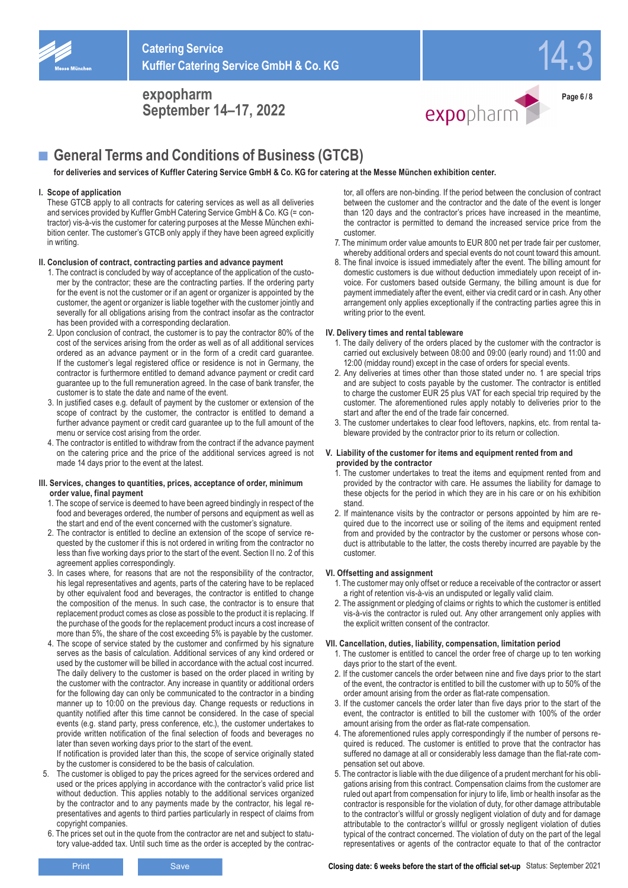## General Terms and Conditions of Business (GTCB)

**for deliveries and services of Kuffler Catering Service GmbH & Co. KG for catering at the Messe München exhibition center.**

### I. Scope of application

These GTCB apply to all contracts for catering services as well as all deliveries and services provided by Kuffler GmbH Catering Service GmbH & Co. KG (= contractor) vis-à-vis the customer for catering purposes at the Messe München exhibition center. The customer's GTCB only apply if they have been agreed explicitly in writing.

### II. Conclusion of contract, contracting parties and advance payment

1. The contract is concluded by way of acceptance of the application of the customer by the contractor; these are the contracting parties. If the ordering party for the event is not the customer or if an agent or organizer is appointed by the customer, the agent or organizer is liable together with the customer jointly and severally for all obligations arising from the contract insofar as the contractor has been provided with a corresponding declaration.
2. Upon conclusion of contract, the customer is to pay the contractor 80% of the cost of the services arising from the order as well as of all additional services ordered as an advance payment or in the form of a credit card guarantee. If the customer's legal registered office or residence is not in Germany, the contractor is furthermore entitled to demand advance payment or credit card guarantee up to the full remuneration agreed. In the case of bank transfer, the customer is to state the date and name of the event.
3. In justified cases e.g. default of payment by the customer or extension of the scope of contract by the customer, the contractor is entitled to demand a further advance payment or credit card guarantee up to the full amount of the menu or service cost arising from the order.
4. The contractor is entitled to withdraw from the contract if the advance payment on the catering price and the price of the additional services agreed is not made 14 days prior to the event at the latest.

### III. Services, changes to quantities, prices, acceptance of order, minimum order value, final payment

1. The scope of service is deemed to have been agreed bindingly in respect of the food and beverages ordered, the number of persons and equipment as well as the start and end of the event concerned with the customer's signature.
2. The contractor is entitled to decline an extension of the scope of service requested by the customer if this is not ordered in writing from the contractor no less than five working days prior to the start of the event. Section II no. 2 of this agreement applies correspondingly.
3. In cases where, for reasons that are not the responsibility of the contractor, his legal representatives and agents, parts of the catering have to be replaced by other equivalent food and beverages, the contractor is entitled to change the composition of the menus. In such case, the contractor is to ensure that replacement product comes as close as possible to the product it is replacing. If the purchase of the goods for the replacement product incurs a cost increase of more than 5%, the share of the cost exceeding 5% is payable by the customer.
4. The scope of service stated by the customer and confirmed by his signature serves as the basis of calculation. Additional services of any kind ordered or used by the customer will be billed in accordance with the actual cost incurred. The daily delivery to the customer is based on the order placed in writing by the customer with the contractor. Any increase in quantity or additional orders for the following day can only be communicated to the contractor in a binding manner up to 10:00 on the previous day. Change requests or reductions in quantity notified after this time cannot be considered. In the case of special events (e.g. stand party, press conference, etc.), the customer undertakes to provide written notification of the final selection of foods and beverages no later than seven working days prior to the start of the event.
   If notification is provided later than this, the scope of service originally stated by the customer is considered to be the basis of calculation.
5. The customer is obliged to pay the prices agreed for the services ordered and used or the prices applying in accordance with the contractor's valid price list without deduction. This applies notably to the additional services organized by the contractor and to any payments made by the contractor, his legal representatives and agents to third parties particularly in respect of claims from copyright companies.
6. The prices set out in the quote from the contractor are net and subject to statutory value-added tax. Until such time as the order is accepted by the contractor, all offers are non-binding. If the period between the conclusion of contract between the customer and the contractor and the date of the event is longer than 120 days and the contractor's prices have increased in the meantime, the contractor is permitted to demand the increased service price from the customer.
7. The minimum order value amounts to EUR 800 net per trade fair per customer, whereby additional orders and special events do not count toward this amount.
8. The final invoice is issued immediately after the event. The billing amount for domestic customers is due without deduction immediately upon receipt of invoice. For customers based outside Germany, the billing amount is due for payment immediately after the event, either via credit card or in cash. Any other arrangement only applies exceptionally if the contracting parties agree this in writing prior to the event.

### IV. Delivery times and rental tableware

1. The daily delivery of the orders placed by the customer with the contractor is carried out exclusively between 08:00 and 09:00 (early round) and 11:00 and 12:00 (midday round) except in the case of orders for special events.
2. Any deliveries at times other than those stated under no. 1 are special trips and are subject to costs payable by the customer. The contractor is entitled to charge the customer EUR 25 plus VAT for each special trip required by the customer. The aforementioned rules apply notably to deliveries prior to the start and after the end of the trade fair concerned.
3. The customer undertakes to clear food leftovers, napkins, etc. from rental tableware provided by the contractor prior to its return or collection.

### V. Liability of the customer for items and equipment rented from and provided by the contractor

1. The customer undertakes to treat the items and equipment rented from and provided by the contractor with care. He assumes the liability for damage to these objects for the period in which they are in his care or on his exhibition stand.
2. If maintenance visits by the contractor or persons appointed by him are required due to the incorrect use or soiling of the items and equipment rented from and provided by the contractor by the customer or persons whose conduct is attributable to the latter, the costs thereby incurred are payable by the customer.

### VI. Offsetting and assignment

1. The customer may only offset or reduce a receivable of the contractor or assert a right of retention vis-à-vis an undisputed or legally valid claim.
2. The assignment or pledging of claims or rights to which the customer is entitled vis-à-vis the contractor is ruled out. Any other arrangement only applies with the explicit written consent of the contractor.

### VII. Cancellation, duties, liability, compensation, limitation period

1. The customer is entitled to cancel the order free of charge up to ten working days prior to the start of the event.
2. If the customer cancels the order between nine and five days prior to the start of the event, the contractor is entitled to bill the customer with up to 50% of the order amount arising from the order as flat-rate compensation.
3. If the customer cancels the order later than five days prior to the start of the event, the contractor is entitled to bill the customer with 100% of the order amount arising from the order as flat-rate compensation.
4. The aforementioned rules apply correspondingly if the number of persons required is reduced. The customer is entitled to prove that the contractor has suffered no damage at all or considerably less damage than the flat-rate compensation set out above.
5. The contractor is liable with the due diligence of a prudent merchant for his obligations arising from this contract. Compensation claims from the customer are ruled out apart from compensation for injury to life, limb or health insofar as the contractor is responsible for the violation of duty, for other damage attributable to the contractor's willful or grossly negligent violation of duty and for damage attributable to the contractor's willful or grossly negligent violation of duties typical of the contract concerned. The violation of duty on the part of the legal representatives or agents of the contractor equate to that of the contractor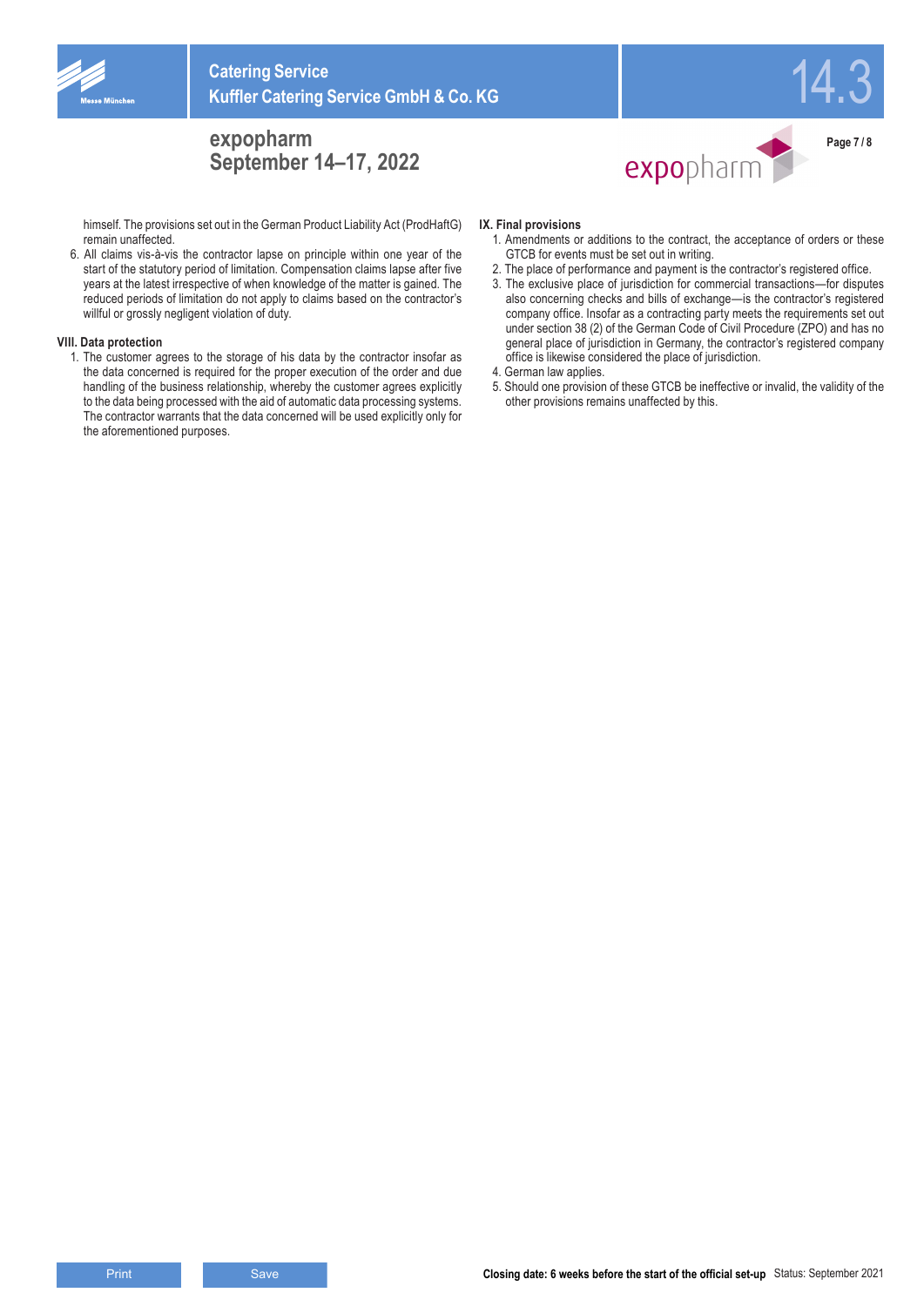himself. The provisions set out in the German Product Liability Act (ProdHaftG) remain unaffected.

6. All claims vis-à-vis the contractor lapse on principle within one year of the start of the statutory period of limitation. Compensation claims lapse after five years at the latest irrespective of when knowledge of the matter is gained. The reduced periods of limitation do not apply to claims based on the contractor's willful or grossly negligent violation of duty.

**VIII. Data protection**

1. The customer agrees to the storage of his data by the contractor insofar as the data concerned is required for the proper execution of the order and due handling of the business relationship, whereby the customer agrees explicitly to the data being processed with the aid of automatic data processing systems. The contractor warrants that the data concerned will be used explicitly only for the aforementioned purposes.

**IX. Final provisions**

1. Amendments or additions to the contract, the acceptance of orders or these GTCB for events must be set out in writing.
2. The place of performance and payment is the contractor's registered office.
3. The exclusive place of jurisdiction for commercial transactions—for disputes also concerning checks and bills of exchange—is the contractor's registered company office. Insofar as a contracting party meets the requirements set out under section 38 (2) of the German Code of Civil Procedure (ZPO) and has no general place of jurisdiction in Germany, the contractor's registered company office is likewise considered the place of jurisdiction.
4. German law applies.
5. Should one provision of these GTCB be ineffective or invalid, the validity of the other provisions remains unaffected by this.

**Closing date: 6 weeks before the start of the official set-up** Status: September 2021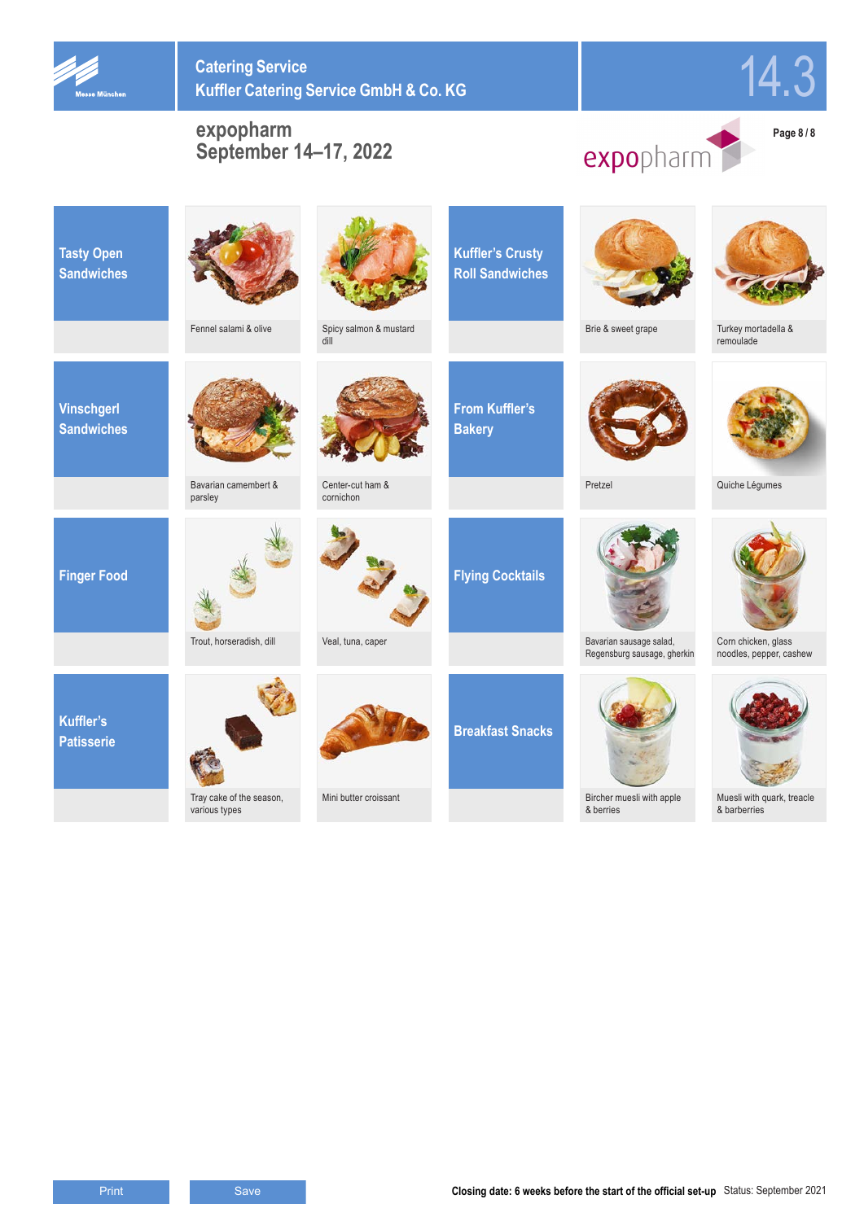# Catering Service
## Kuffler Catering Service GmbH & Co. KG

14.3

**expopharm**
**September 14–17, 2022**

### Tasty Open Sandwiches

- Fennel salami & olive
- Spicy salmon & mustard dill

### Kuffler's Crusty Roll Sandwiches

- Brie & sweet grape
- Turkey mortadella & remoulade

### Vinschgerl Sandwiches

- Bavarian camembert & parsley
- Center-cut ham & cornichon

### From Kuffler's Bakery

- Pretzel
- Quiche Légumes

### Finger Food

- Trout, horseradish, dill
- Veal, tuna, caper

### Flying Cocktails

- Bavarian sausage salad, Regensburg sausage, gherkin
- Corn chicken, glass noodles, pepper, cashew

### Kuffler's Patisserie

- Tray cake of the season, various types
- Mini butter croissant

### Breakfast Snacks

- Bircher muesli with apple & berries
- Muesli with quark, treacle & barberries

Print | Save

**Closing date: 6 weeks before the start of the official set-up** Status: September 2021